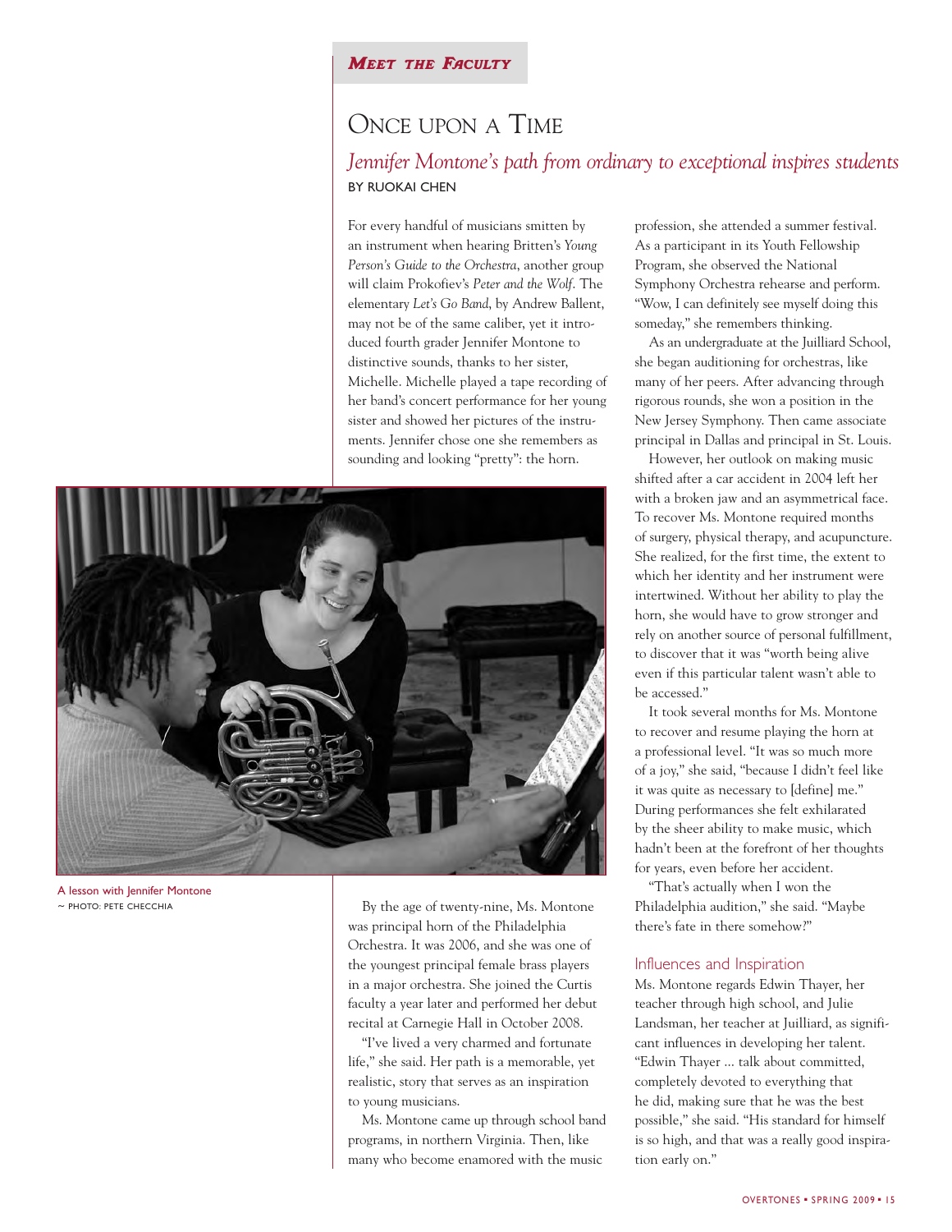*Meet the Faculty*

# Once upon a Time

## *Jennifer Montone's path from ordinary to exceptional inspires students*

BY RUOKAI CHEN

For every handful of musicians smitten by an instrument when hearing Britten's *Young Person's Guide to the Orchestra*, another group will claim Prokofiev's *Peter and the Wolf*. The elementary *Let's Go Band*, by Andrew Ballent, may not be of the same caliber, yet it introduced fourth grader Jennifer Montone to distinctive sounds, thanks to her sister, Michelle. Michelle played a tape recording of her band's concert performance for her young sister and showed her pictures of the instruments. Jennifer chose one she remembers as sounding and looking "pretty": the horn.

A lesson with Jennifer Montone
~ PHOTO: PETE CHECCHIA

By the age of twenty-nine, Ms. Montone was principal horn of the Philadelphia Orchestra. It was 2006, and she was one of the youngest principal female brass players in a major orchestra. She joined the Curtis faculty a year later and performed her debut recital at Carnegie Hall in October 2008.

"I've lived a very charmed and fortunate life," she said. Her path is a memorable, yet realistic, story that serves as an inspiration to young musicians.

Ms. Montone came up through school band programs, in northern Virginia. Then, like many who become enamored with the music profession, she attended a summer festival. As a participant in its Youth Fellowship Program, she observed the National Symphony Orchestra rehearse and perform. "Wow, I can definitely see myself doing this someday," she remembers thinking.

As an undergraduate at the Juilliard School, she began auditioning for orchestras, like many of her peers. After advancing through rigorous rounds, she won a position in the New Jersey Symphony. Then came associate principal in Dallas and principal in St. Louis.

However, her outlook on making music shifted after a car accident in 2004 left her with a broken jaw and an asymmetrical face. To recover Ms. Montone required months of surgery, physical therapy, and acupuncture. She realized, for the first time, the extent to which her identity and her instrument were intertwined. Without her ability to play the horn, she would have to grow stronger and rely on another source of personal fulfillment, to discover that it was "worth being alive even if this particular talent wasn't able to be accessed."

It took several months for Ms. Montone to recover and resume playing the horn at a professional level. "It was so much more of a joy," she said, "because I didn't feel like it was quite as necessary to [define] me." During performances she felt exhilarated by the sheer ability to make music, which hadn't been at the forefront of her thoughts for years, even before her accident.

"That's actually when I won the Philadelphia audition," she said. "Maybe there's fate in there somehow?"

### Influences and Inspiration

Ms. Montone regards Edwin Thayer, her teacher through high school, and Julie Landsman, her teacher at Juilliard, as significant influences in developing her talent. "Edwin Thayer ... talk about committed, completely devoted to everything that he did, making sure that he was the best possible," she said. "His standard for himself is so high, and that was a really good inspiration early on."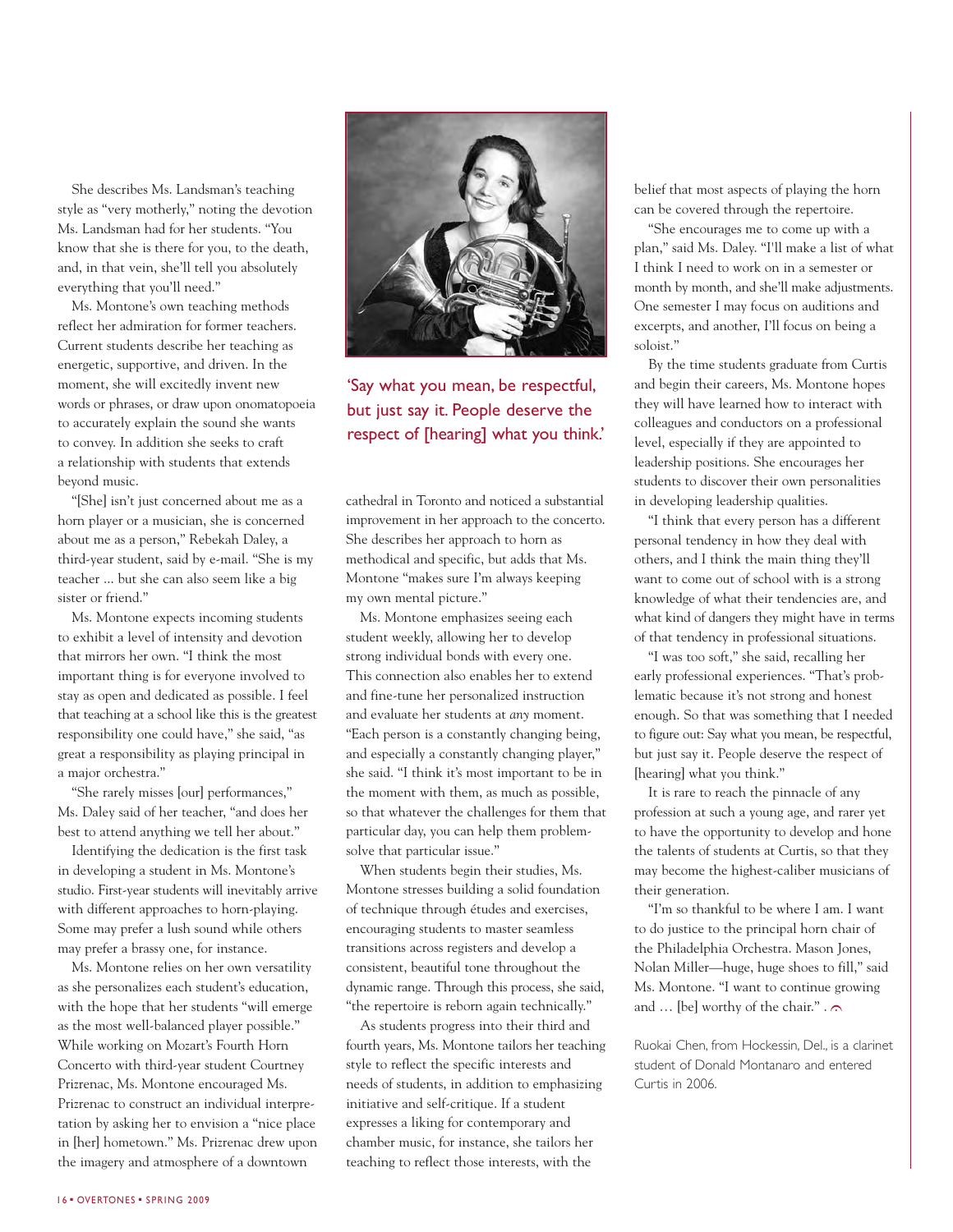She describes Ms. Landsman's teaching style as "very motherly," noting the devotion Ms. Landsman had for her students. "You know that she is there for you, to the death, and, in that vein, she'll tell you absolutely everything that you'll need."

Ms. Montone's own teaching methods reflect her admiration for former teachers. Current students describe her teaching as energetic, supportive, and driven. In the moment, she will excitedly invent new words or phrases, or draw upon onomatopoeia to accurately explain the sound she wants to convey. In addition she seeks to craft a relationship with students that extends beyond music.

"[She] isn't just concerned about me as a horn player or a musician, she is concerned about me as a person," Rebekah Daley, a third-year student, said by e-mail. "She is my teacher ... but she can also seem like a big sister or friend."

Ms. Montone expects incoming students to exhibit a level of intensity and devotion that mirrors her own. "I think the most important thing is for everyone involved to stay as open and dedicated as possible. I feel that teaching at a school like this is the greatest responsibility one could have," she said, "as great a responsibility as playing principal in a major orchestra."

"She rarely misses [our] performances," Ms. Daley said of her teacher, "and does her best to attend anything we tell her about."

Identifying the dedication is the first task in developing a student in Ms. Montone's studio. First-year students will inevitably arrive with different approaches to horn-playing. Some may prefer a lush sound while others may prefer a brassy one, for instance.

Ms. Montone relies on her own versatility as she personalizes each student's education, with the hope that her students "will emerge as the most well-balanced player possible." While working on Mozart's Fourth Horn Concerto with third-year student Courtney Prizrenac, Ms. Montone encouraged Ms. Prizrenac to construct an individual interpretation by asking her to envision a "nice place in [her] hometown." Ms. Prizrenac drew upon the imagery and atmosphere of a downtown cathedral in Toronto and noticed a substantial improvement in her approach to the concerto. She describes her approach to horn as methodical and specific, but adds that Ms. Montone "makes sure I'm always keeping my own mental picture."

'Say what you mean, be respectful, but just say it. People deserve the respect of [hearing] what you think.'

Ms. Montone emphasizes seeing each student weekly, allowing her to develop strong individual bonds with every one. This connection also enables her to extend and fine-tune her personalized instruction and evaluate her students at *any* moment. "Each person is a constantly changing being, and especially a constantly changing player," she said. "I think it's most important to be in the moment with them, as much as possible, so that whatever the challenges for them that particular day, you can help them problem-solve that particular issue."

When students begin their studies, Ms. Montone stresses building a solid foundation of technique through études and exercises, encouraging students to master seamless transitions across registers and develop a consistent, beautiful tone throughout the dynamic range. Through this process, she said, "the repertoire is reborn again technically."

As students progress into their third and fourth years, Ms. Montone tailors her teaching style to reflect the specific interests and needs of students, in addition to emphasizing initiative and self-critique. If a student expresses a liking for contemporary and chamber music, for instance, she tailors her teaching to reflect those interests, with the belief that most aspects of playing the horn can be covered through the repertoire.

"She encourages me to come up with a plan," said Ms. Daley. "I'll make a list of what I think I need to work on in a semester or month by month, and she'll make adjustments. One semester I may focus on auditions and excerpts, and another, I'll focus on being a soloist."

By the time students graduate from Curtis and begin their careers, Ms. Montone hopes they will have learned how to interact with colleagues and conductors on a professional level, especially if they are appointed to leadership positions. She encourages her students to discover their own personalities in developing leadership qualities.

"I think that every person has a different personal tendency in how they deal with others, and I think the main thing they'll want to come out of school with is a strong knowledge of what their tendencies are, and what kind of dangers they might have in terms of that tendency in professional situations.

"I was too soft," she said, recalling her early professional experiences. "That's problematic because it's not strong and honest enough. So that was something that I needed to figure out: Say what you mean, be respectful, but just say it. People deserve the respect of [hearing] what you think."

It is rare to reach the pinnacle of any profession at such a young age, and rarer yet to have the opportunity to develop and hone the talents of students at Curtis, so that they may become the highest-caliber musicians of their generation.

"I'm so thankful to be where I am. I want to do justice to the principal horn chair of the Philadelphia Orchestra. Mason Jones, Nolan Miller—huge, huge shoes to fill," said Ms. Montone. "I want to continue growing and … [be] worthy of the chair."

Ruokai Chen, from Hockessin, Del., is a clarinet student of Donald Montanaro and entered Curtis in 2006.